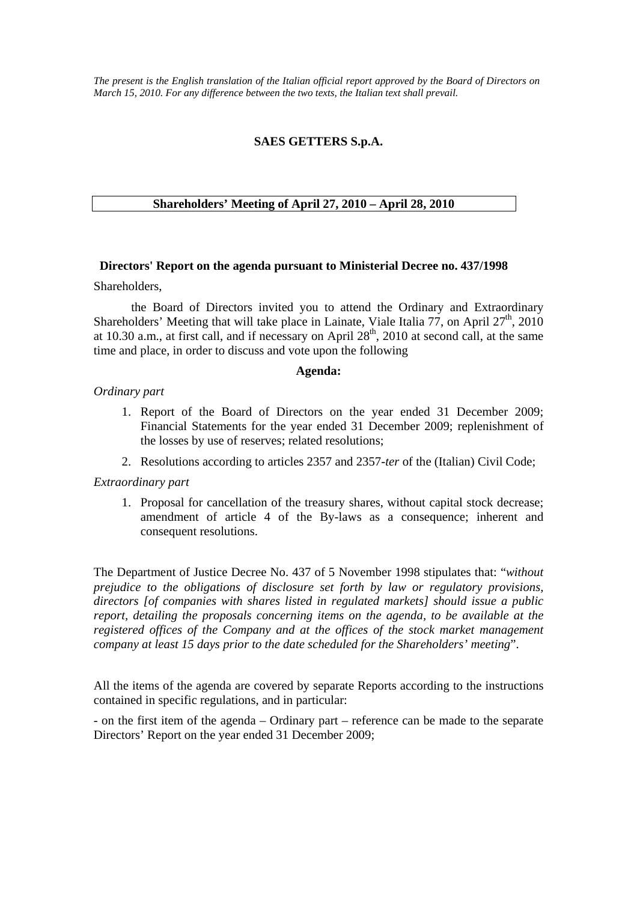*The present is the English translation of the Italian official report approved by the Board of Directors on March 15, 2010. For any difference between the two texts, the Italian text shall prevail.*

# SAES GETTERS S.p.A.

## Shareholders' Meeting of April 27, 2010 – April 28, 2010

### Directors' Report on the agenda pursuant to Ministerial Decree no. 437/1998

Shareholders,

the Board of Directors invited you to attend the Ordinary and Extraordinary Shareholders' Meeting that will take place in Lainate, Viale Italia 77, on April 27th, 2010 at 10.30 a.m., at first call, and if necessary on April 28th, 2010 at second call, at the same time and place, in order to discuss and vote upon the following

**Agenda:**

*Ordinary part*

1. Report of the Board of Directors on the year ended 31 December 2009; Financial Statements for the year ended 31 December 2009; replenishment of the losses by use of reserves; related resolutions;
2. Resolutions according to articles 2357 and 2357-*ter* of the (Italian) Civil Code;

*Extraordinary part*

1. Proposal for cancellation of the treasury shares, without capital stock decrease; amendment of article 4 of the By-laws as a consequence; inherent and consequent resolutions.

The Department of Justice Decree No. 437 of 5 November 1998 stipulates that: "*without prejudice to the obligations of disclosure set forth by law or regulatory provisions, directors [of companies with shares listed in regulated markets] should issue a public report, detailing the proposals concerning items on the agenda, to be available at the registered offices of the Company and at the offices of the stock market management company at least 15 days prior to the date scheduled for the Shareholders' meeting*".

All the items of the agenda are covered by separate Reports according to the instructions contained in specific regulations, and in particular:

- on the first item of the agenda – Ordinary part – reference can be made to the separate Directors' Report on the year ended 31 December 2009;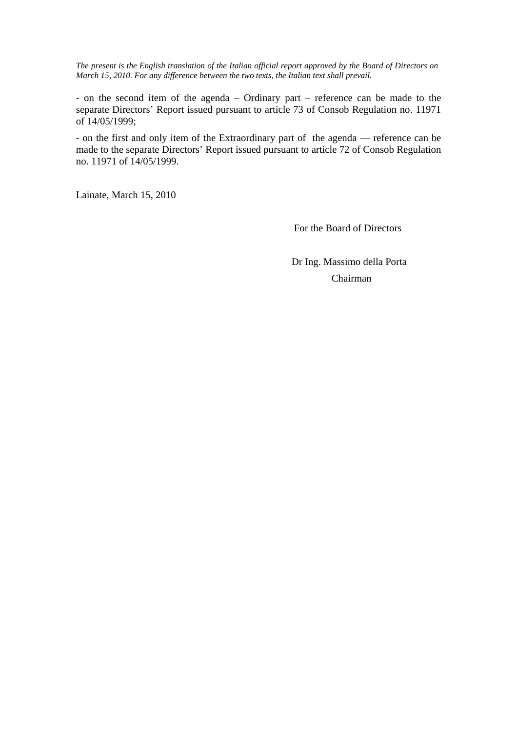*The present is the English translation of the Italian official report approved by the Board of Directors on March 15, 2010. For any difference between the two texts, the Italian text shall prevail.*

- on the second item of the agenda – Ordinary part – reference can be made to the separate Directors' Report issued pursuant to article 73 of Consob Regulation no. 11971 of 14/05/1999;

- on the first and only item of the Extraordinary part of the agenda — reference can be made to the separate Directors' Report issued pursuant to article 72 of Consob Regulation no. 11971 of 14/05/1999.

Lainate, March 15, 2010

For the Board of Directors

Dr Ing. Massimo della Porta

Chairman